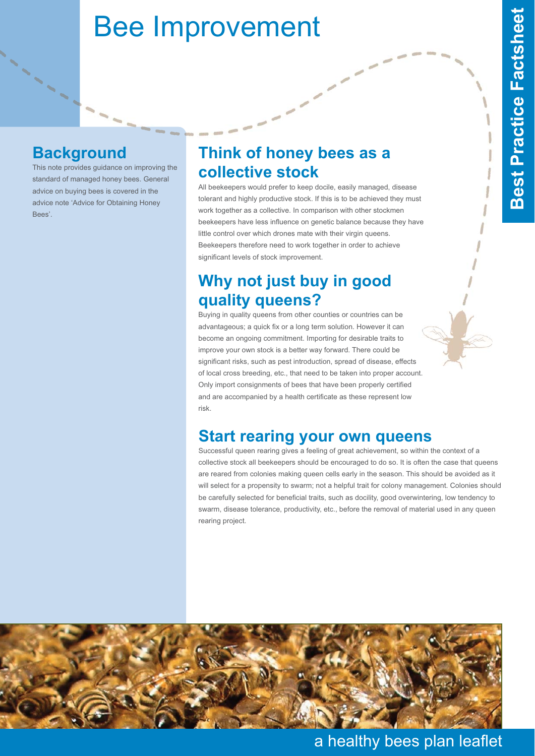# Bee Improvement

## Background

This note provides guidance on improving the standard of managed honey bees. General advice on buying bees is covered in the advice note 'Advice for Obtaining Honey Bees'.

## Think of honey bees as a collective stock

All beekeepers would prefer to keep docile, easily managed, disease tolerant and highly productive stock. If this is to be achieved they must work together as a collective. In comparison with other stockmen beekeepers have less influence on genetic balance because they have little control over which drones mate with their virgin queens. Beekeepers therefore need to work together in order to achieve significant levels of stock improvement.

## Why not just buy in good quality queens?

Buying in quality queens from other counties or countries can be advantageous; a quick fix or a long term solution. However it can become an ongoing commitment. Importing for desirable traits to improve your own stock is a better way forward. There could be significant risks, such as pest introduction, spread of disease, effects of local cross breeding, etc., that need to be taken into proper account. Only import consignments of bees that have been properly certified and are accompanied by a health certificate as these represent low risk.

## Start rearing your own queens

Successful queen rearing gives a feeling of great achievement, so within the context of a collective stock all beekeepers should be encouraged to do so. It is often the case that queens are reared from colonies making queen cells early in the season. This should be avoided as it will select for a propensity to swarm; not a helpful trait for colony management. Colonies should be carefully selected for beneficial traits, such as docility, good overwintering, low tendency to swarm, disease tolerance, productivity, etc., before the removal of material used in any queen rearing project.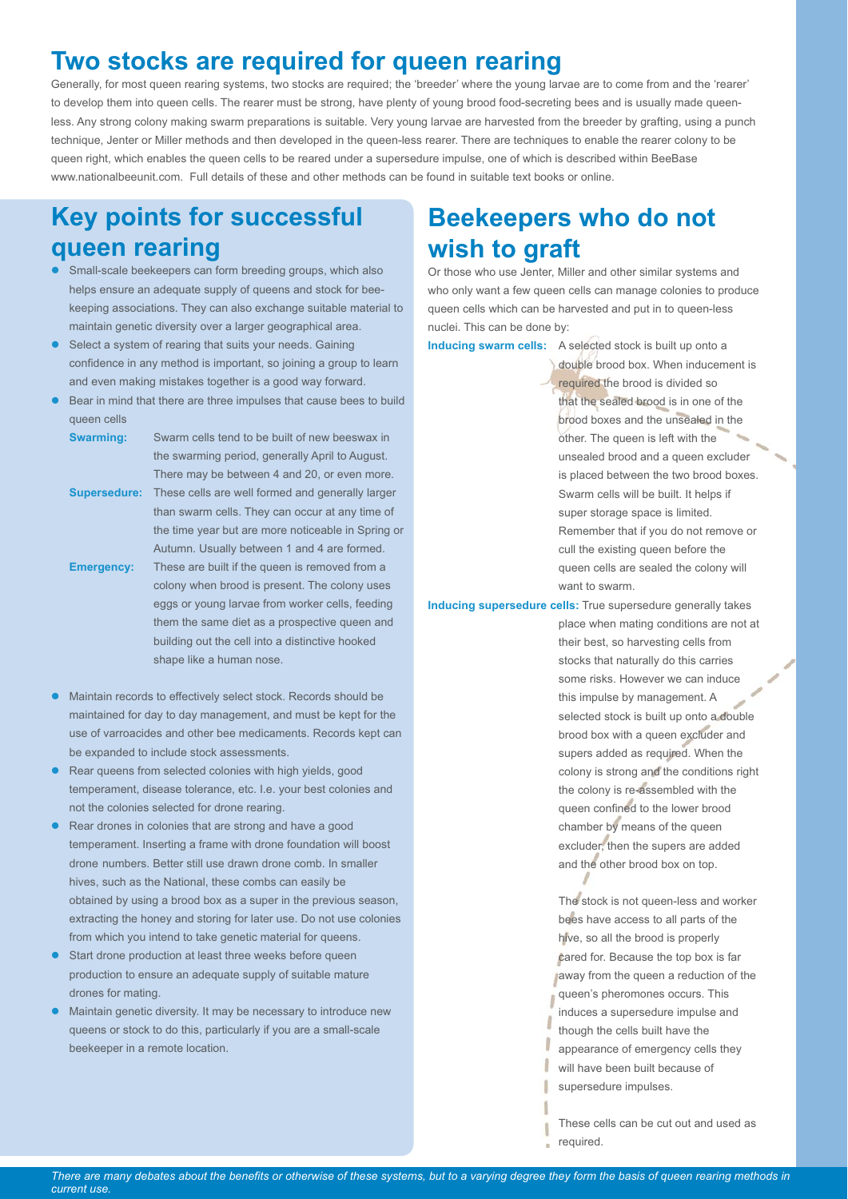## Two stocks are required for queen rearing

Generally, for most queen rearing systems, two stocks are required; the 'breeder' where the young larvae are to come from and the 'rearer' to develop them into queen cells. The rearer must be strong, have plenty of young brood food-secreting bees and is usually made queen-less. Any strong colony making swarm preparations is suitable. Very young larvae are harvested from the breeder by grafting, using a punch technique, Jenter or Miller methods and then developed in the queen-less rearer. There are techniques to enable the rearer colony to be queen right, which enables the queen cells to be reared under a supersedure impulse, one of which is described within BeeBase www.nationalbeeunit.com. Full details of these and other methods can be found in suitable text books or online.

## Key points for successful queen rearing

- Small-scale beekeepers can form breeding groups, which also helps ensure an adequate supply of queens and stock for bee-keeping associations. They can also exchange suitable material to maintain genetic diversity over a larger geographical area.
- Select a system of rearing that suits your needs. Gaining confidence in any method is important, so joining a group to learn and even making mistakes together is a good way forward.
- Bear in mind that there are three impulses that cause bees to build queen cells
  - **Swarming:** Swarm cells tend to be built of new beeswax in the swarming period, generally April to August. There may be between 4 and 20, or even more.
  - **Supersedure:** These cells are well formed and generally larger than swarm cells. They can occur at any time of the time year but are more noticeable in Spring or Autumn. Usually between 1 and 4 are formed.
  - **Emergency:** These are built if the queen is removed from a colony when brood is present. The colony uses eggs or young larvae from worker cells, feeding them the same diet as a prospective queen and building out the cell into a distinctive hooked shape like a human nose.
- Maintain records to effectively select stock. Records should be maintained for day to day management, and must be kept for the use of varroacides and other bee medicaments. Records kept can be expanded to include stock assessments.
- Rear queens from selected colonies with high yields, good temperament, disease tolerance, etc. I.e. your best colonies and not the colonies selected for drone rearing.
- Rear drones in colonies that are strong and have a good temperament. Inserting a frame with drone foundation will boost drone numbers. Better still use drawn drone comb. In smaller hives, such as the National, these combs can easily be obtained by using a brood box as a super in the previous season, extracting the honey and storing for later use. Do not use colonies from which you intend to take genetic material for queens.
- Start drone production at least three weeks before queen production to ensure an adequate supply of suitable mature drones for mating.
- Maintain genetic diversity. It may be necessary to introduce new queens or stock to do this, particularly if you are a small-scale beekeeper in a remote location.

## Beekeepers who do not wish to graft

Or those who use Jenter, Miller and other similar systems and who only want a few queen cells can manage colonies to produce queen cells which can be harvested and put in to queen-less nuclei. This can be done by:

**Inducing swarm cells:** A selected stock is built up onto a double brood box. When inducement is required the brood is divided so that the sealed brood is in one of the brood boxes and the unsealed in the other. The queen is left with the unsealed brood and a queen excluder is placed between the two brood boxes. Swarm cells will be built. It helps if super storage space is limited. Remember that if you do not remove or cull the existing queen before the queen cells are sealed the colony will want to swarm.

**Inducing supersedure cells:** True supersedure generally takes place when mating conditions are not at their best, so harvesting cells from stocks that naturally do this carries some risks. However we can induce this impulse by management. A selected stock is built up onto a double brood box with a queen excluder and supers added as required. When the colony is strong and the conditions right the colony is re-assembled with the queen confined to the lower brood chamber by means of the queen excluder, then the supers are added and the other brood box on top.

The stock is not queen-less and worker bees have access to all parts of the hive, so all the brood is properly cared for. Because the top box is far away from the queen a reduction of the queen's pheromones occurs. This induces a supersedure impulse and though the cells built have the appearance of emergency cells they will have been built because of supersedure impulses.

These cells can be cut out and used as required.

*There are many debates about the benefits or otherwise of these systems, but to a varying degree they form the basis of queen rearing methods in current use.*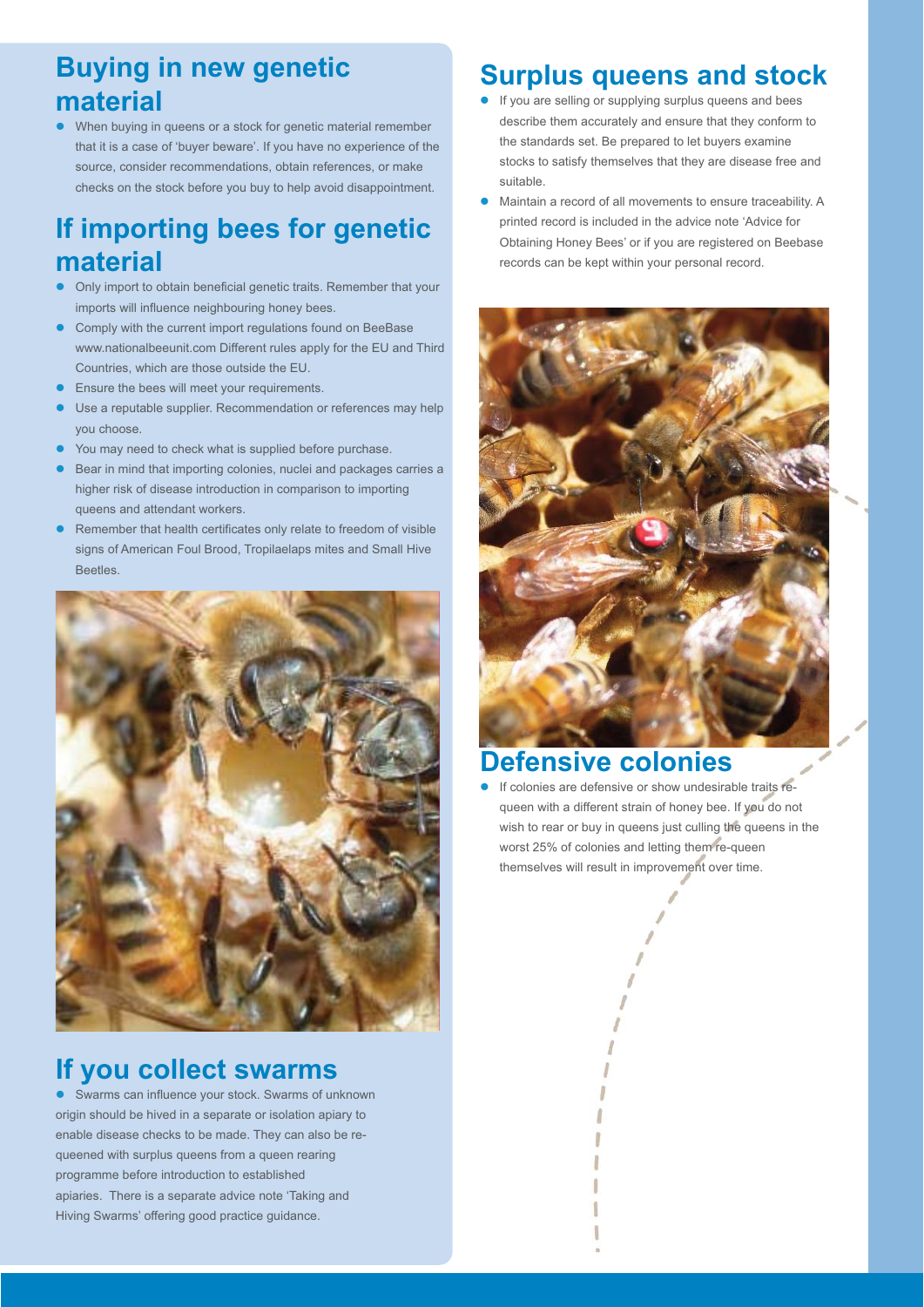## Buying in new genetic material

- When buying in queens or a stock for genetic material remember that it is a case of 'buyer beware'. If you have no experience of the source, consider recommendations, obtain references, or make checks on the stock before you buy to help avoid disappointment.

## If importing bees for genetic material

- Only import to obtain beneficial genetic traits. Remember that your imports will influence neighbouring honey bees.
- Comply with the current import regulations found on BeeBase www.nationalbeeunit.com Different rules apply for the EU and Third Countries, which are those outside the EU.
- Ensure the bees will meet your requirements.
- Use a reputable supplier. Recommendation or references may help you choose.
- You may need to check what is supplied before purchase.
- Bear in mind that importing colonies, nuclei and packages carries a higher risk of disease introduction in comparison to importing queens and attendant workers.
- Remember that health certificates only relate to freedom of visible signs of American Foul Brood, Tropilaelaps mites and Small Hive Beetles.

## If you collect swarms

- Swarms can influence your stock. Swarms of unknown origin should be hived in a separate or isolation apiary to enable disease checks to be made. They can also be re-queened with surplus queens from a queen rearing programme before introduction to established apiaries. There is a separate advice note 'Taking and Hiving Swarms' offering good practice guidance.

## Surplus queens and stock

- If you are selling or supplying surplus queens and bees describe them accurately and ensure that they conform to the standards set. Be prepared to let buyers examine stocks to satisfy themselves that they are disease free and suitable.
- Maintain a record of all movements to ensure traceability. A printed record is included in the advice note 'Advice for Obtaining Honey Bees' or if you are registered on Beebase records can be kept within your personal record.

## Defensive colonies

- If colonies are defensive or show undesirable traits re-queen with a different strain of honey bee. If you do not wish to rear or buy in queens just culling the queens in the worst 25% of colonies and letting them re-queen themselves will result in improvement over time.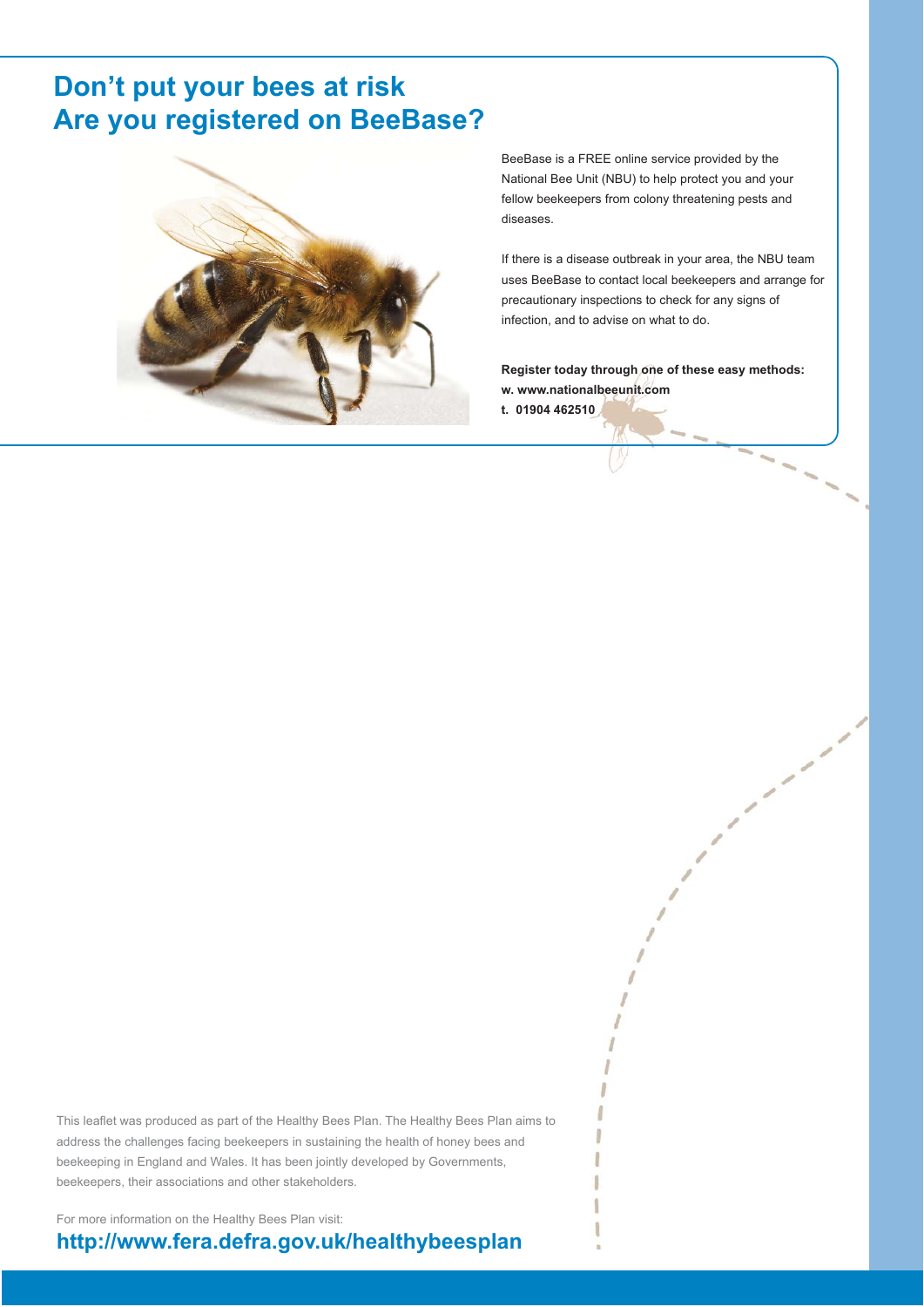## Don't put your bees at risk
## Are you registered on BeeBase?

BeeBase is a FREE online service provided by the National Bee Unit (NBU) to help protect you and your fellow beekeepers from colony threatening pests and diseases.

If there is a disease outbreak in your area, the NBU team uses BeeBase to contact local beekeepers and arrange for precautionary inspections to check for any signs of infection, and to advise on what to do.

**Register today through one of these easy methods:**
**w. www.nationalbeeunit.com**
**t. 01904 462510**

This leaflet was produced as part of the Healthy Bees Plan. The Healthy Bees Plan aims to address the challenges facing beekeepers in sustaining the health of honey bees and beekeeping in England and Wales. It has been jointly developed by Governments, beekeepers, their associations and other stakeholders.

For more information on the Healthy Bees Plan visit:

**http://www.fera.defra.gov.uk/healthybeesplan**